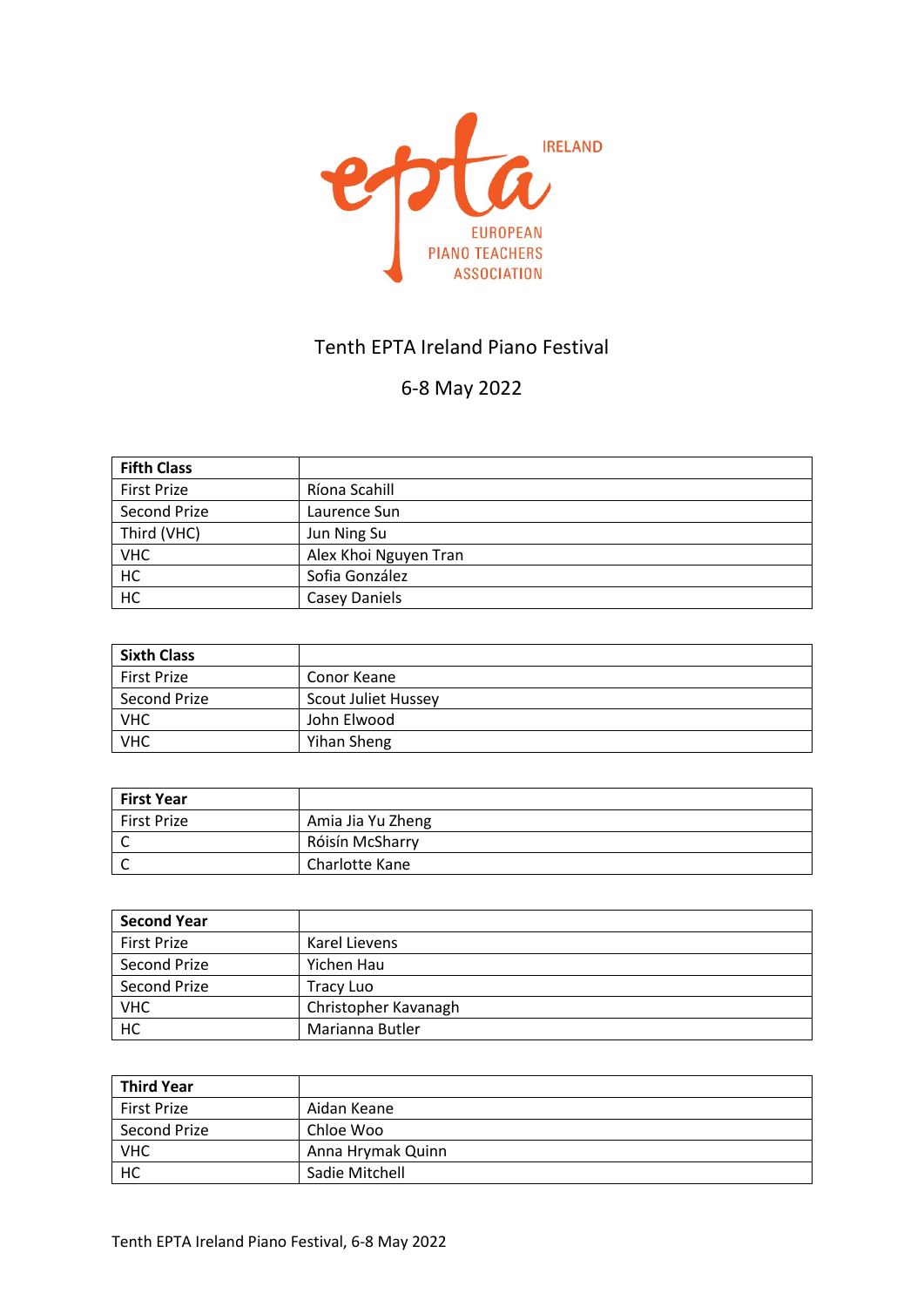# Tenth EPTA Ireland Piano Festival

## 6-8 May 2022

| **Fifth Class** | |
|---|---|
| First Prize | Ríona Scahill |
| Second Prize | Laurence Sun |
| Third (VHC) | Jun Ning Su |
| VHC | Alex Khoi Nguyen Tran |
| HC | Sofia González |
| HC | Casey Daniels |

| **Sixth Class** | |
|---|---|
| First Prize | Conor Keane |
| Second Prize | Scout Juliet Hussey |
| VHC | John Elwood |
| VHC | Yihan Sheng |

| **First Year** | |
|---|---|
| First Prize | Amia Jia Yu Zheng |
| C | Róisín McSharry |
| C | Charlotte Kane |

| **Second Year** | |
|---|---|
| First Prize | Karel Lievens |
| Second Prize | Yichen Hau |
| Second Prize | Tracy Luo |
| VHC | Christopher Kavanagh |
| HC | Marianna Butler |

| **Third Year** | |
|---|---|
| First Prize | Aidan Keane |
| Second Prize | Chloe Woo |
| VHC | Anna Hrymak Quinn |
| HC | Sadie Mitchell |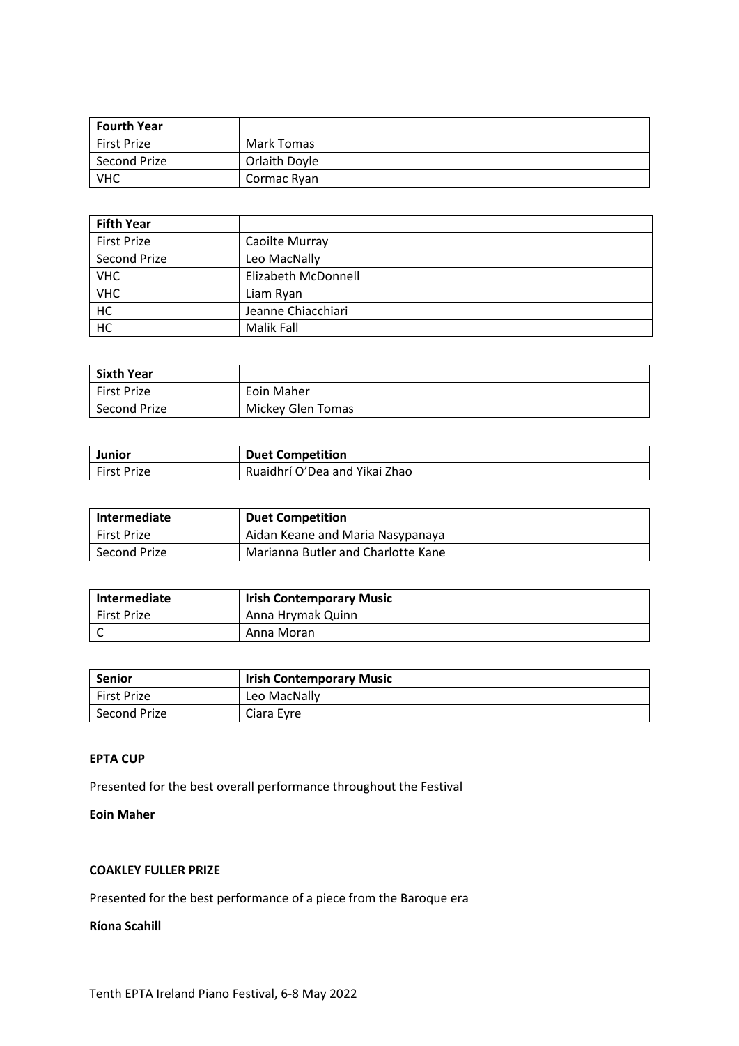| Fourth Year | |
|---|---|
| First Prize | Mark Tomas |
| Second Prize | Orlaith Doyle |
| VHC | Cormac Ryan |

| Fifth Year | |
|---|---|
| First Prize | Caoilte Murray |
| Second Prize | Leo MacNally |
| VHC | Elizabeth McDonnell |
| VHC | Liam Ryan |
| HC | Jeanne Chiacchiari |
| HC | Malik Fall |

| Sixth Year | |
|---|---|
| First Prize | Eoin Maher |
| Second Prize | Mickey Glen Tomas |

| Junior | Duet Competition |
|---|---|
| First Prize | Ruaidhrí O'Dea and Yikai Zhao |

| Intermediate | Duet Competition |
|---|---|
| First Prize | Aidan Keane and Maria Nasypanaya |
| Second Prize | Marianna Butler and Charlotte Kane |

| Intermediate | Irish Contemporary Music |
|---|---|
| First Prize | Anna Hrymak Quinn |
| C | Anna Moran |

| Senior | Irish Contemporary Music |
|---|---|
| First Prize | Leo MacNally |
| Second Prize | Ciara Eyre |

**EPTA CUP**

Presented for the best overall performance throughout the Festival

**Eoin Maher**

**COAKLEY FULLER PRIZE**

Presented for the best performance of a piece from the Baroque era

**Ríona Scahill**